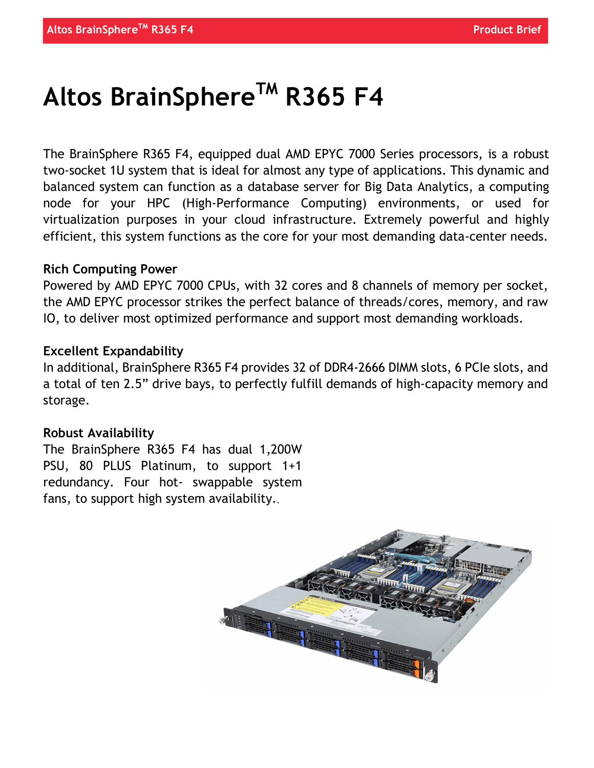# Altos BrainSphere™ R365 F4

The BrainSphere R365 F4, equipped dual AMD EPYC 7000 Series processors, is a robust two-socket 1U system that is ideal for almost any type of applications. This dynamic and balanced system can function as a database server for Big Data Analytics, a computing node for your HPC (High-Performance Computing) environments, or used for virtualization purposes in your cloud infrastructure. Extremely powerful and highly efficient, this system functions as the core for your most demanding data-center needs.

**Rich Computing Power**

Powered by AMD EPYC 7000 CPUs, with 32 cores and 8 channels of memory per socket, the AMD EPYC processor strikes the perfect balance of threads/cores, memory, and raw IO, to deliver most optimized performance and support most demanding workloads.

**Excellent Expandability**

In additional, BrainSphere R365 F4 provides 32 of DDR4-2666 DIMM slots, 6 PCIe slots, and a total of ten 2.5" drive bays, to perfectly fulfill demands of high-capacity memory and storage.

**Robust Availability**

The BrainSphere R365 F4 has dual 1,200W PSU, 80 PLUS Platinum, to support 1+1 redundancy. Four hot- swappable system fans, to support high system availability..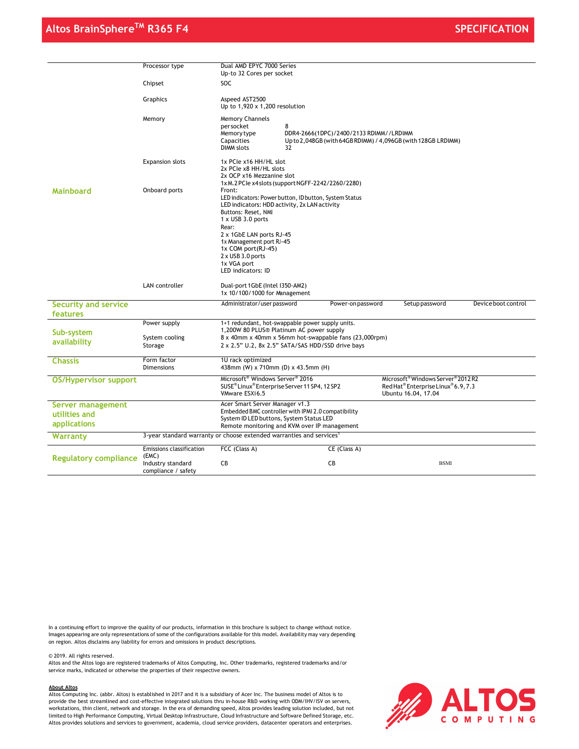# Altos BrainSphere™ R365 F4

## SPECIFICATION

| | | | | | |
|---|---|---|---|---|---|
| **Mainboard** | Processor type | Dual AMD EPYC 7000 Series<br>Up-to 32 Cores per socket | | | |
| | Chipset | SOC | | | |
| | Graphics | Aspeed AST2500<br>Up to 1,920 x 1,200 resolution | | | |
| | Memory | Memory Channels per socket: 8<br>Memory type: DDR4-2666(1DPC)/2400/2133 RDIMM//LRDIMM<br>Capacities: Up to 2,048GB (with 64GB RDIMM) / 4,096GB (with 128GB LRDIMM)<br>DIMM slots: 32 | | | |
| | Expansion slots | 1x PCIe x16 HH/HL slot<br>2x PCIe x8 HH/HL slots<br>2x OCP x16 Mezzanine slot<br>1x M.2 PCIe x4 slots (support NGFF-2242/2260/2280) | | | |
| | Onboard ports | Front:<br>LED indicators: Power button, ID button, System Status<br>LED indicators: HDD activity, 2x LAN activity<br>Buttons: Reset, NMI<br>1 x USB 3.0 ports<br>Rear:<br>2 x 1GbE LAN ports RJ-45<br>1x Management port RJ-45<br>1x COM port(RJ-45)<br>2 x USB 3.0 ports<br>1x VGA port<br>LED indicators: ID | | | |
| | LAN controller | Dual-port 1GbE (Intel I350-AM2)<br>1x 10/100/1000 for Management | | | |
| **Security and service features** | | Administrator/user password | Power-on password | Setup password | Device boot control |
| **Sub-system availability** | Power supply | 1+1 redundant, hot-swappable power supply units.<br>1,200W 80 PLUS® Platinum AC power supply | | | |
| | System cooling | 8 x 40mm x 40mm x 56mm hot-swappable fans (23,000rpm) | | | |
| | Storage | 2 x 2.5" U.2, 8x 2.5" SATA/SAS HDD/SSD drive bays | | | |
| **Chassis** | Form factor | 1U rack optimized | | | |
| | Dimensions | 438mm (W) x 710mm (D) x 43.5mm (H) | | | |
| **OS/Hypervisor support** | | Microsoft® Windows Server® 2016<br>SUSE® Linux® Enterprise Server 11 SP4, 12 SP2<br>VMware ESXi6.5 | | Microsoft® Windows Server® 2012 R2<br>Red Hat® Enterprise Linux® 6.9, 7.3<br>Ubuntu 16.04, 17.04 | |
| **Server management utilities and applications** | | Acer Smart Server Manager v1.3<br>Embedded BMC controller with IPMI 2.0 compatibility<br>System ID LED buttons, System Status LED<br>Remote monitoring and KVM over IP management | | | |
| **Warranty** | 3-year standard warranty or choose extended warranties and services[1] | | | | |
| **Regulatory compliance** | Emissions classification (EMC) | FCC (Class A) | CE (Class A) | | |
| | Industry standard compliance / safety | CB | CB | BSMI | |

In a continuing effort to improve the quality of our products, information in this brochure is subject to change without notice. Images appearing are only representations of some of the configurations available for this model. Availability may vary depending on region. Altos disclaims any liability for errors and omissions in product descriptions.

© 2019. All rights reserved.
Altos and the Altos logo are registered trademarks of Altos Computing, Inc. Other trademarks, registered trademarks and/or service marks, indicated or otherwise the properties of their respective owners.

**About Altos**
Altos Computing Inc. (abbr. Altos) is established in 2017 and it is a subsidiary of Acer Inc. The business model of Altos is to provide the best streamlined and cost-effective integrated solutions thru in-house R&D working with ODM/IHV/ISV on servers, workstations, thin client, network and storage. In the era of demanding speed, Altos provides leading solution included, but not limited to High Performance Computing, Virtual Desktop Infrastructure, Cloud Infrastructure and Software Defined Storage, etc. Altos provides solutions and services to government, academia, cloud service providers, datacenter operators and enterprises.

ALTOS COMPUTING